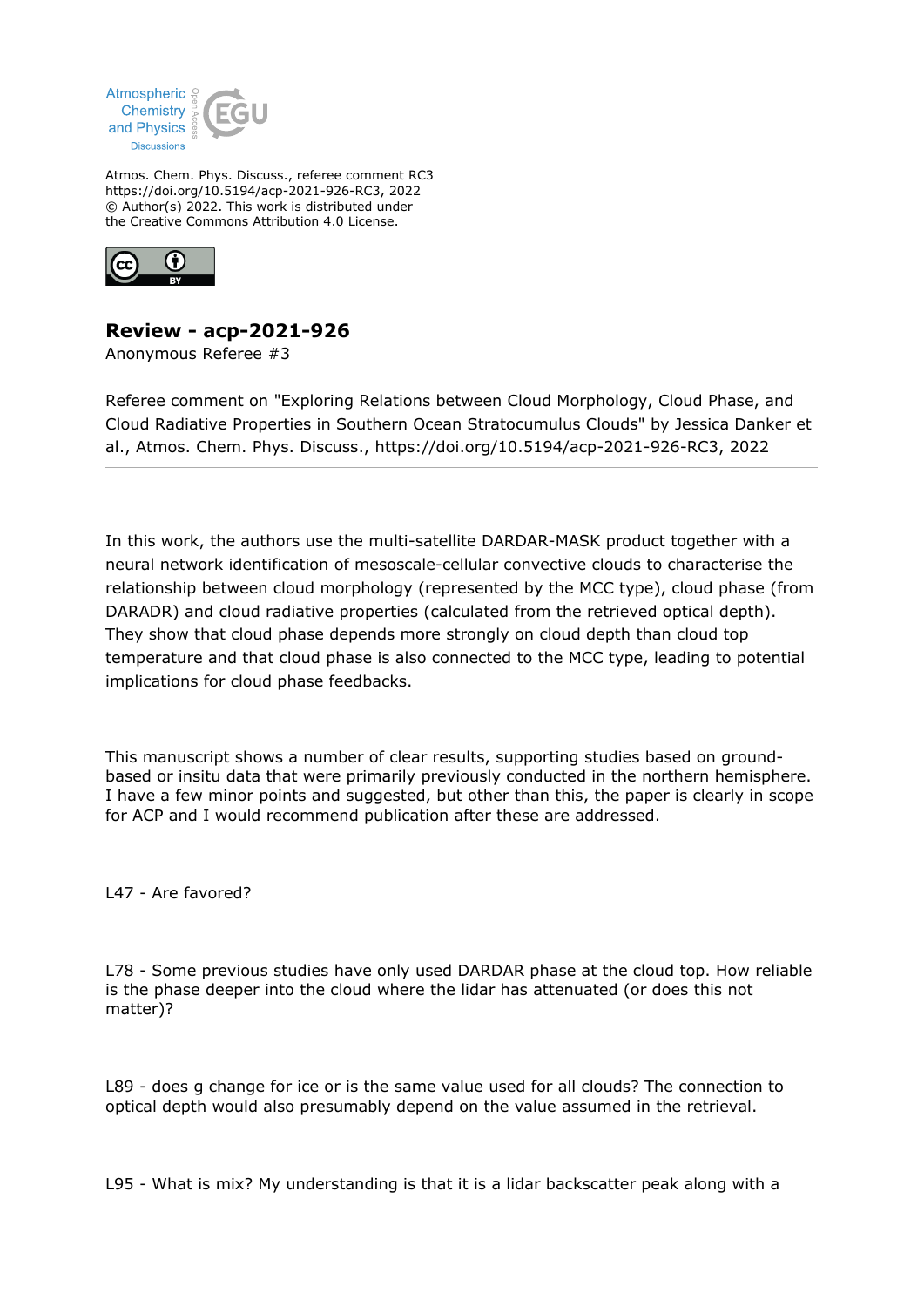Atmos. Chem. Phys. Discuss., referee comment RC3
https://doi.org/10.5194/acp-2021-926-RC3, 2022
© Author(s) 2022. This work is distributed under
the Creative Commons Attribution 4.0 License.

## Review - acp-2021-926

Anonymous Referee #3

---

Referee comment on "Exploring Relations between Cloud Morphology, Cloud Phase, and Cloud Radiative Properties in Southern Ocean Stratocumulus Clouds" by Jessica Danker et al., Atmos. Chem. Phys. Discuss., https://doi.org/10.5194/acp-2021-926-RC3, 2022

---

In this work, the authors use the multi-satellite DARDAR-MASK product together with a neural network identification of mesoscale-cellular convective clouds to characterise the relationship between cloud morphology (represented by the MCC type), cloud phase (from DARADR) and cloud radiative properties (calculated from the retrieved optical depth). They show that cloud phase depends more strongly on cloud depth than cloud top temperature and that cloud phase is also connected to the MCC type, leading to potential implications for cloud phase feedbacks.

This manuscript shows a number of clear results, supporting studies based on ground-based or insitu data that were primarily previously conducted in the northern hemisphere. I have a few minor points and suggested, but other than this, the paper is clearly in scope for ACP and I would recommend publication after these are addressed.

L47 - Are favored?

L78 - Some previous studies have only used DARDAR phase at the cloud top. How reliable is the phase deeper into the cloud where the lidar has attenuated (or does this not matter)?

L89 - does g change for ice or is the same value used for all clouds? The connection to optical depth would also presumably depend on the value assumed in the retrieval.

L95 - What is mix? My understanding is that it is a lidar backscatter peak along with a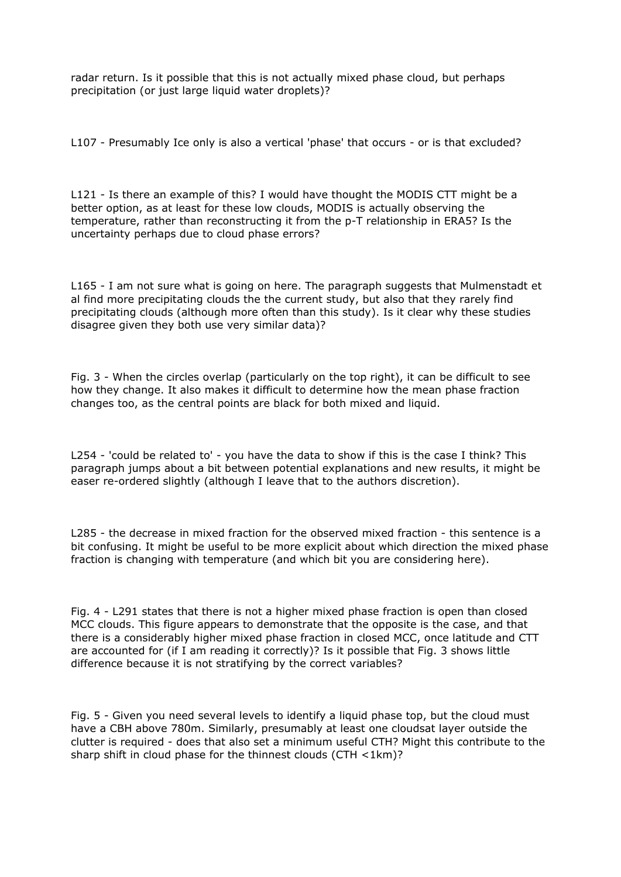radar return. Is it possible that this is not actually mixed phase cloud, but perhaps precipitation (or just large liquid water droplets)?

L107 - Presumably Ice only is also a vertical 'phase' that occurs - or is that excluded?

L121 - Is there an example of this? I would have thought the MODIS CTT might be a better option, as at least for these low clouds, MODIS is actually observing the temperature, rather than reconstructing it from the p-T relationship in ERA5? Is the uncertainty perhaps due to cloud phase errors?

L165 - I am not sure what is going on here. The paragraph suggests that Mulmenstadt et al find more precipitating clouds the the current study, but also that they rarely find precipitating clouds (although more often than this study). Is it clear why these studies disagree given they both use very similar data)?

Fig. 3 - When the circles overlap (particularly on the top right), it can be difficult to see how they change. It also makes it difficult to determine how the mean phase fraction changes too, as the central points are black for both mixed and liquid.

L254 - 'could be related to' - you have the data to show if this is the case I think? This paragraph jumps about a bit between potential explanations and new results, it might be easer re-ordered slightly (although I leave that to the authors discretion).

L285 - the decrease in mixed fraction for the observed mixed fraction - this sentence is a bit confusing. It might be useful to be more explicit about which direction the mixed phase fraction is changing with temperature (and which bit you are considering here).

Fig. 4 - L291 states that there is not a higher mixed phase fraction is open than closed MCC clouds. This figure appears to demonstrate that the opposite is the case, and that there is a considerably higher mixed phase fraction in closed MCC, once latitude and CTT are accounted for (if I am reading it correctly)? Is it possible that Fig. 3 shows little difference because it is not stratifying by the correct variables?

Fig. 5 - Given you need several levels to identify a liquid phase top, but the cloud must have a CBH above 780m. Similarly, presumably at least one cloudsat layer outside the clutter is required - does that also set a minimum useful CTH? Might this contribute to the sharp shift in cloud phase for the thinnest clouds (CTH <1km)?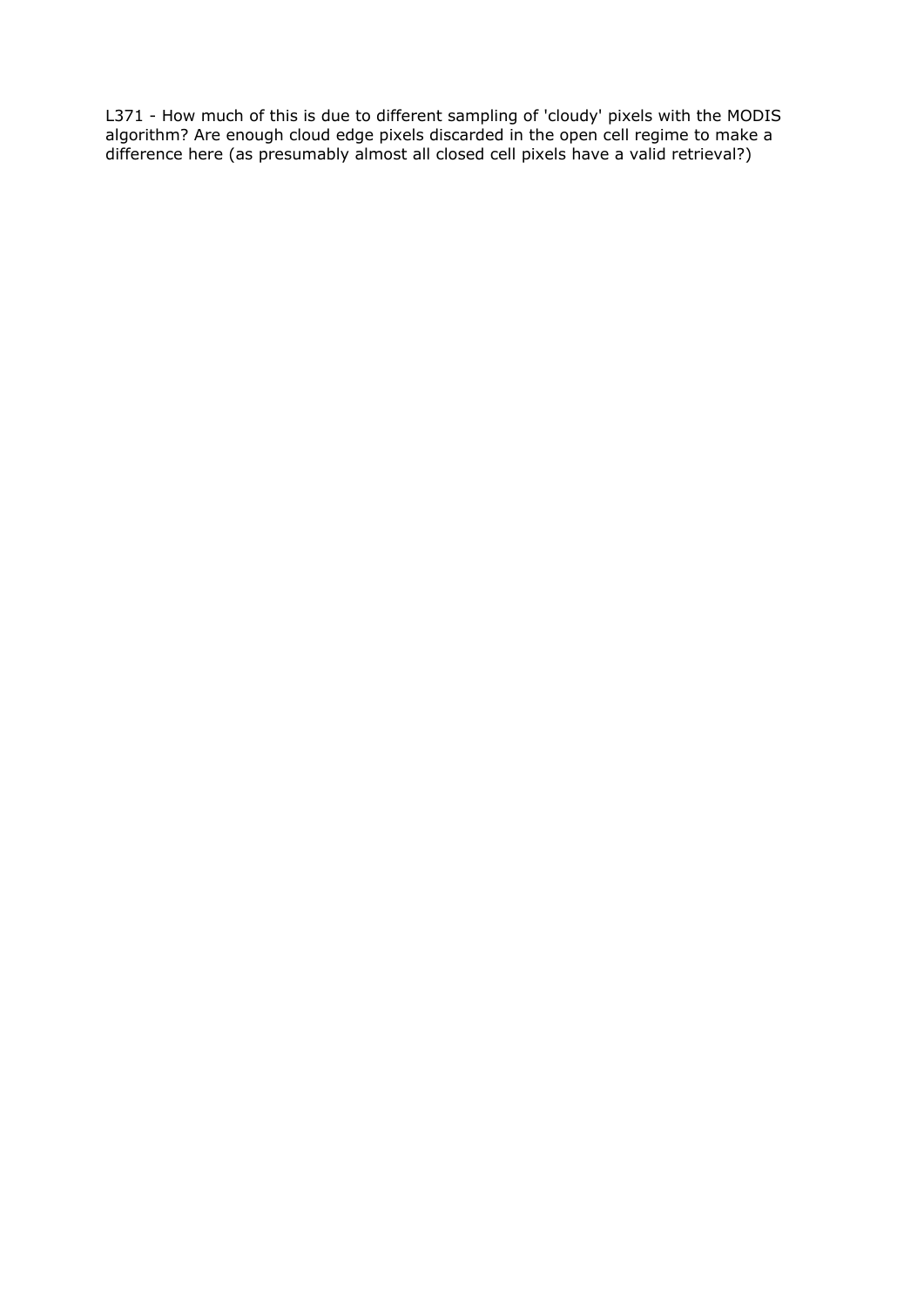L371 - How much of this is due to different sampling of 'cloudy' pixels with the MODIS algorithm? Are enough cloud edge pixels discarded in the open cell regime to make a difference here (as presumably almost all closed cell pixels have a valid retrieval?)